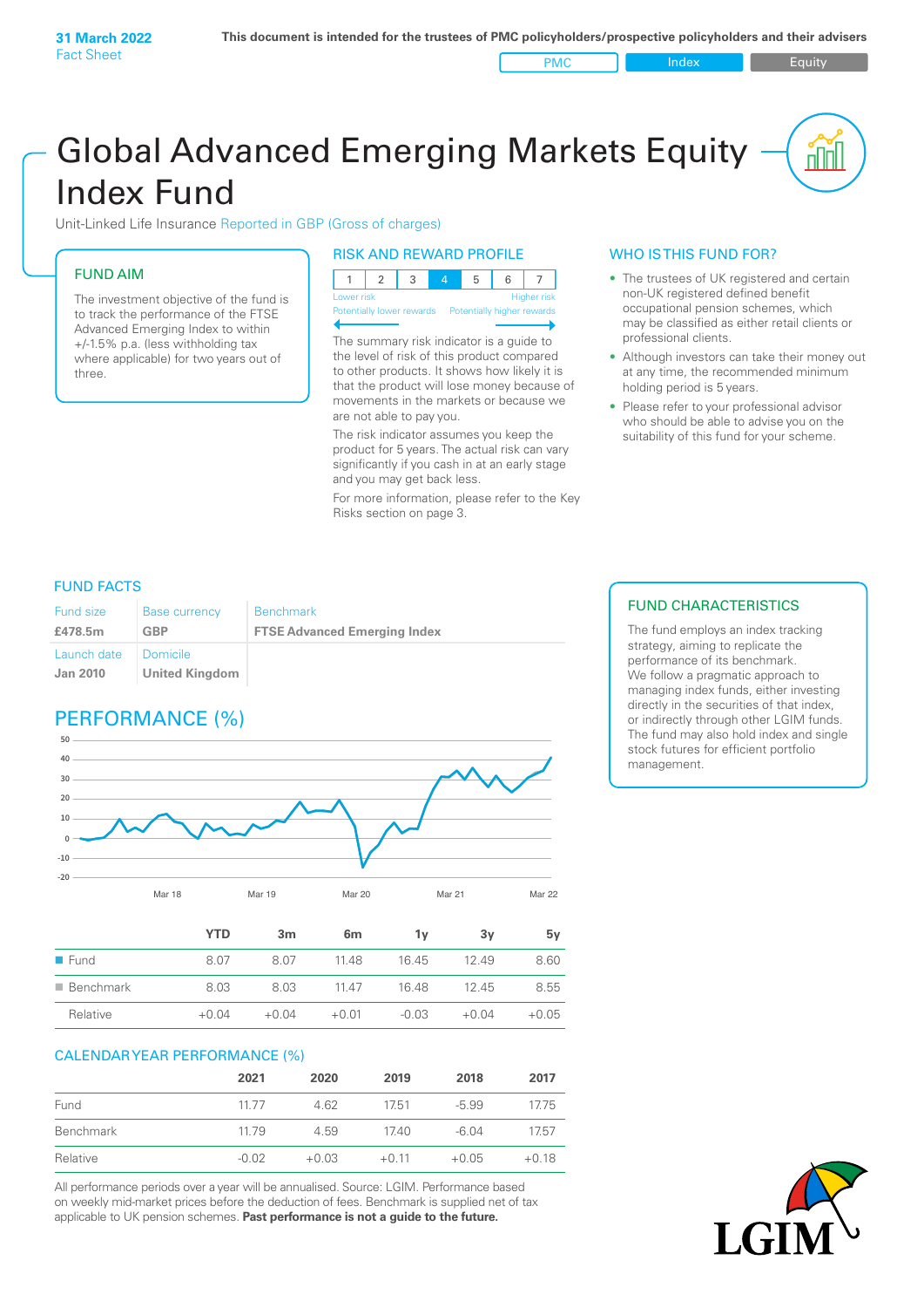**31 March 2022**
Fact Sheet

**This document is intended for the trustees of PMC policyholders/prospective policyholders and their advisers**

PMC | Index | Equity

# Global Advanced Emerging Markets Equity Index Fund

Unit-Linked Life Insurance Reported in GBP (Gross of charges)

## FUND AIM

The investment objective of the fund is to track the performance of the FTSE Advanced Emerging Index to within +/-1.5% p.a. (less withholding tax where applicable) for two years out of three.

## RISK AND REWARD PROFILE

| 1 | 2 | 3 | 4 | 5 | 6 | 7 |
|---|---|---|---|---|---|---|

Lower risk — Higher risk
Potentially lower rewards — Potentially higher rewards

The summary risk indicator is a guide to the level of risk of this product compared to other products. It shows how likely it is that the product will lose money because of movements in the markets or because we are not able to pay you.

The risk indicator assumes you keep the product for 5 years. The actual risk can vary significantly if you cash in at an early stage and you may get back less.

For more information, please refer to the Key Risks section on page 3.

## WHO IS THIS FUND FOR?

- The trustees of UK registered and certain non-UK registered defined benefit occupational pension schemes, which may be classified as either retail clients or professional clients.
- Although investors can take their money out at any time, the recommended minimum holding period is 5 years.
- Please refer to your professional advisor who should be able to advise you on the suitability of this fund for your scheme.

## FUND FACTS

| Fund size | Base currency | Benchmark |
|---|---|---|
| **£478.5m** | **GBP** | **FTSE Advanced Emerging Index** |
| **Launch date** | **Domicile** | |
| **Jan 2010** | **United Kingdom** | |

## FUND CHARACTERISTICS

The fund employs an index tracking strategy, aiming to replicate the performance of its benchmark.
We follow a pragmatic approach to managing index funds, either investing directly in the securities of that index, or indirectly through other LGIM funds. The fund may also hold index and single stock futures for efficient portfolio management.

## PERFORMANCE (%)

| | YTD | 3m | 6m | 1y | 3y | 5y |
|---|---|---|---|---|---|---|
| Fund | 8.07 | 8.07 | 11.48 | 16.45 | 12.49 | 8.60 |
| Benchmark | 8.03 | 8.03 | 11.47 | 16.48 | 12.45 | 8.55 |
| Relative | +0.04 | +0.04 | +0.01 | -0.03 | +0.04 | +0.05 |

## CALENDAR YEAR PERFORMANCE (%)

| | 2021 | 2020 | 2019 | 2018 | 2017 |
|---|---|---|---|---|---|
| Fund | 11.77 | 4.62 | 17.51 | -5.99 | 17.75 |
| Benchmark | 11.79 | 4.59 | 17.40 | -6.04 | 17.57 |
| Relative | -0.02 | +0.03 | +0.11 | +0.05 | +0.18 |

All performance periods over a year will be annualised. Source: LGIM. Performance based on weekly mid-market prices before the deduction of fees. Benchmark is supplied net of tax applicable to UK pension schemes. **Past performance is not a guide to the future.**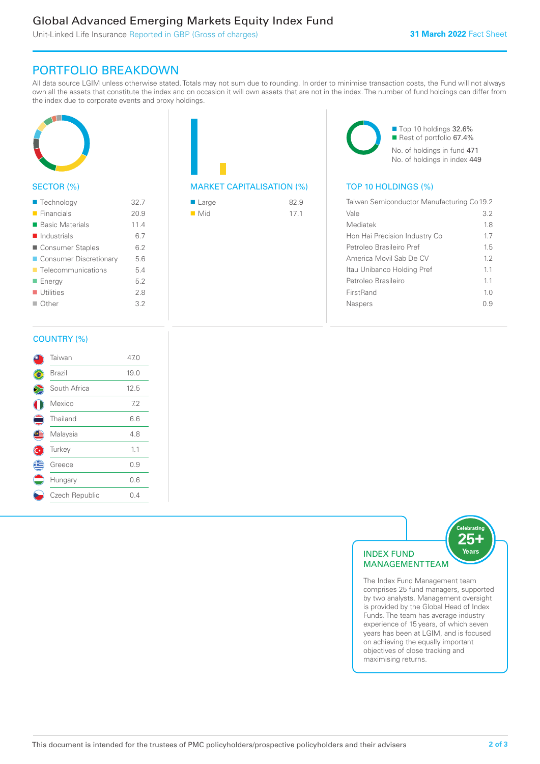## PORTFOLIO BREAKDOWN

All data source LGIM unless otherwise stated. Totals may not sum due to rounding. In order to minimise transaction costs, the Fund will not always own all the assets that constitute the index and on occasion it will own assets that are not in the index. The number of fund holdings can differ from the index due to corporate events and proxy holdings.

### SECTOR (%)

| Sector | % |
|---|---|
| Technology | 32.7 |
| Financials | 20.9 |
| Basic Materials | 11.4 |
| Industrials | 6.7 |
| Consumer Staples | 6.2 |
| Consumer Discretionary | 5.6 |
| Telecommunications | 5.4 |
| Energy | 5.2 |
| Utilities | 2.8 |
| Other | 3.2 |

### MARKET CAPITALISATION (%)

| Market Cap | % |
|---|---|
| Large | 82.9 |
| Mid | 17.1 |

- Top 10 holdings 32.6%
- Rest of portfolio 67.4%

No. of holdings in fund 471
No. of holdings in index 449

### TOP 10 HOLDINGS (%)

| Holding | % |
|---|---|
| Taiwan Semiconductor Manufacturing Co | 19.2 |
| Vale | 3.2 |
| Mediatek | 1.8 |
| Hon Hai Precision Industry Co | 1.7 |
| Petroleo Brasileiro Pref | 1.5 |
| America Movil Sab De CV | 1.2 |
| Itau Unibanco Holding Pref | 1.1 |
| Petroleo Brasileiro | 1.1 |
| FirstRand | 1.0 |
| Naspers | 0.9 |

### COUNTRY (%)

| Country | % |
|---|---|
| Taiwan | 47.0 |
| Brazil | 19.0 |
| South Africa | 12.5 |
| Mexico | 7.2 |
| Thailand | 6.6 |
| Malaysia | 4.8 |
| Turkey | 1.1 |
| Greece | 0.9 |
| Hungary | 0.6 |
| Czech Republic | 0.4 |

### INDEX FUND MANAGEMENT TEAM

Celebrating 25+ Years

The Index Fund Management team comprises 25 fund managers, supported by two analysts. Management oversight is provided by the Global Head of Index Funds. The team has average industry experience of 15 years, of which seven years has been at LGIM, and is focused on achieving the equally important objectives of close tracking and maximising returns.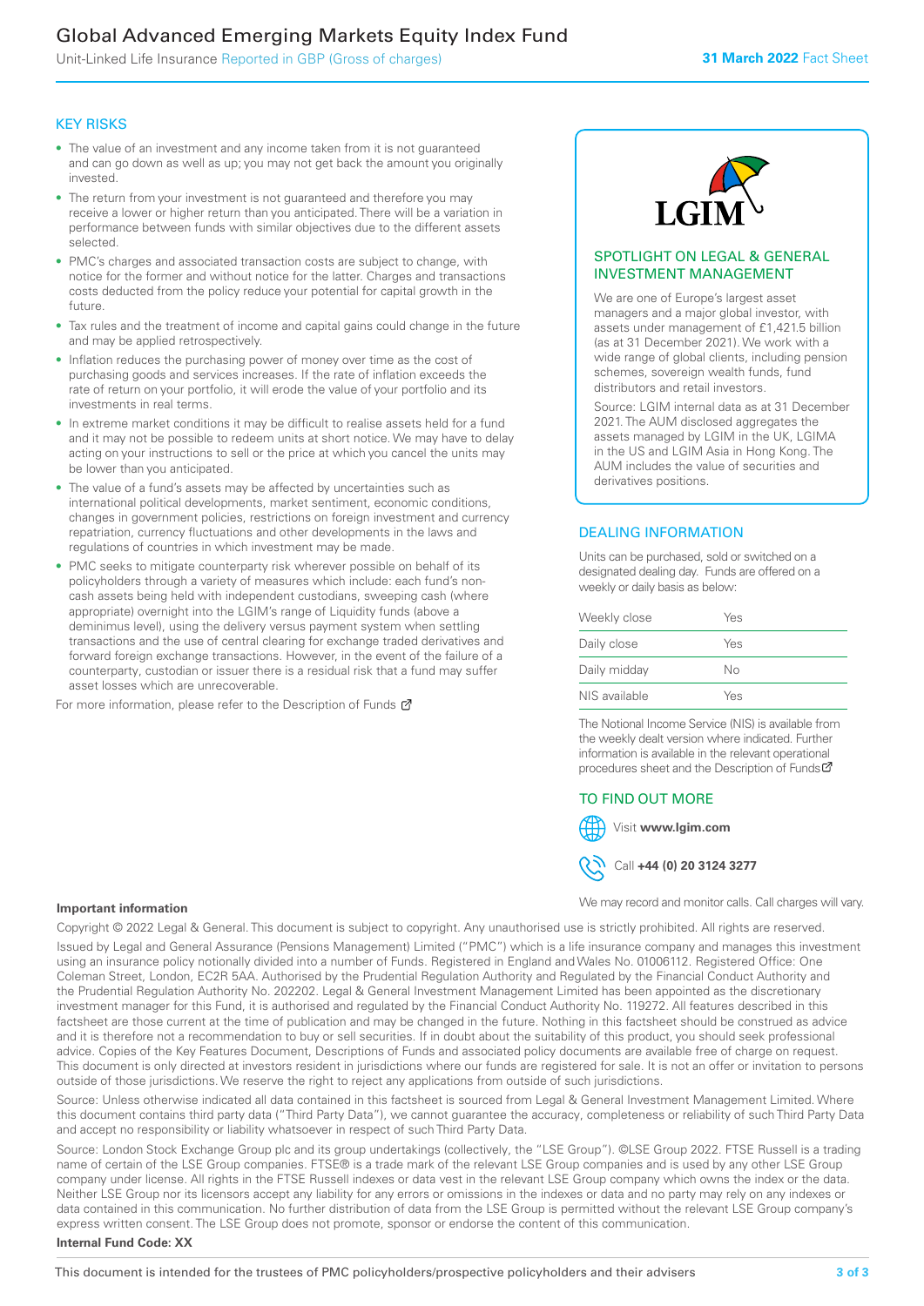## KEY RISKS

- The value of an investment and any income taken from it is not guaranteed and can go down as well as up; you may not get back the amount you originally invested.
- The return from your investment is not guaranteed and therefore you may receive a lower or higher return than you anticipated. There will be a variation in performance between funds with similar objectives due to the different assets selected.
- PMC's charges and associated transaction costs are subject to change, with notice for the former and without notice for the latter. Charges and transactions costs deducted from the policy reduce your potential for capital growth in the future.
- Tax rules and the treatment of income and capital gains could change in the future and may be applied retrospectively.
- Inflation reduces the purchasing power of money over time as the cost of purchasing goods and services increases. If the rate of inflation exceeds the rate of return on your portfolio, it will erode the value of your portfolio and its investments in real terms.
- In extreme market conditions it may be difficult to realise assets held for a fund and it may not be possible to redeem units at short notice. We may have to delay acting on your instructions to sell or the price at which you cancel the units may be lower than you anticipated.
- The value of a fund's assets may be affected by uncertainties such as international political developments, market sentiment, economic conditions, changes in government policies, restrictions on foreign investment and currency repatriation, currency fluctuations and other developments in the laws and regulations of countries in which investment may be made.
- PMC seeks to mitigate counterparty risk wherever possible on behalf of its policyholders through a variety of measures which include: each fund's non-cash assets being held with independent custodians, sweeping cash (where appropriate) overnight into the LGIM's range of Liquidity funds (above a deminimus level), using the delivery versus payment system when settling transactions and the use of central clearing for exchange traded derivatives and forward foreign exchange transactions. However, in the event of the failure of a counterparty, custodian or issuer there is a residual risk that a fund may suffer asset losses which are unrecoverable.

For more information, please refer to the Description of Funds

## SPOTLIGHT ON LEGAL & GENERAL INVESTMENT MANAGEMENT

We are one of Europe's largest asset managers and a major global investor, with assets under management of £1,421.5 billion (as at 31 December 2021). We work with a wide range of global clients, including pension schemes, sovereign wealth funds, fund distributors and retail investors.

Source: LGIM internal data as at 31 December 2021. The AUM disclosed aggregates the assets managed by LGIM in the UK, LGIMA in the US and LGIM Asia in Hong Kong. The AUM includes the value of securities and derivatives positions.

## DEALING INFORMATION

Units can be purchased, sold or switched on a designated dealing day. Funds are offered on a weekly or daily basis as below:

| | |
|---|---|
| Weekly close | Yes |
| Daily close | Yes |
| Daily midday | No |
| NIS available | Yes |

The Notional Income Service (NIS) is available from the weekly dealt version where indicated. Further information is available in the relevant operational procedures sheet and the Description of Funds

## TO FIND OUT MORE

Visit **www.lgim.com**

Call **+44 (0) 20 3124 3277**

We may record and monitor calls. Call charges will vary.

**Important information**

Copyright © 2022 Legal & General. This document is subject to copyright. Any unauthorised use is strictly prohibited. All rights are reserved.

Issued by Legal and General Assurance (Pensions Management) Limited ("PMC") which is a life insurance company and manages this investment using an insurance policy notionally divided into a number of Funds. Registered in England and Wales No. 01006112. Registered Office: One Coleman Street, London, EC2R 5AA. Authorised by the Prudential Regulation Authority and Regulated by the Financial Conduct Authority and the Prudential Regulation Authority No. 202202. Legal & General Investment Management Limited has been appointed as the discretionary investment manager for this Fund, it is authorised and regulated by the Financial Conduct Authority No. 119272. All features described in this factsheet are those current at the time of publication and may be changed in the future. Nothing in this factsheet should be construed as advice and it is therefore not a recommendation to buy or sell securities. If in doubt about the suitability of this product, you should seek professional advice. Copies of the Key Features Document, Descriptions of Funds and associated policy documents are available free of charge on request. This document is only directed at investors resident in jurisdictions where our funds are registered for sale. It is not an offer or invitation to persons outside of those jurisdictions. We reserve the right to reject any applications from outside of such jurisdictions.

Source: Unless otherwise indicated all data contained in this factsheet is sourced from Legal & General Investment Management Limited. Where this document contains third party data ("Third Party Data"), we cannot guarantee the accuracy, completeness or reliability of such Third Party Data and accept no responsibility or liability whatsoever in respect of such Third Party Data.

Source: London Stock Exchange Group plc and its group undertakings (collectively, the "LSE Group"). ©LSE Group 2022. FTSE Russell is a trading name of certain of the LSE Group companies. FTSE® is a trade mark of the relevant LSE Group companies and is used by any other LSE Group company under license. All rights in the FTSE Russell indexes or data vest in the relevant LSE Group company which owns the index or the data. Neither LSE Group nor its licensors accept any liability for any errors or omissions in the indexes or data and no party may rely on any indexes or data contained in this communication. No further distribution of data from the LSE Group is permitted without the relevant LSE Group company's express written consent. The LSE Group does not promote, sponsor or endorse the content of this communication.

**Internal Fund Code: XX**

This document is intended for the trustees of PMC policyholders/prospective policyholders and their advisers